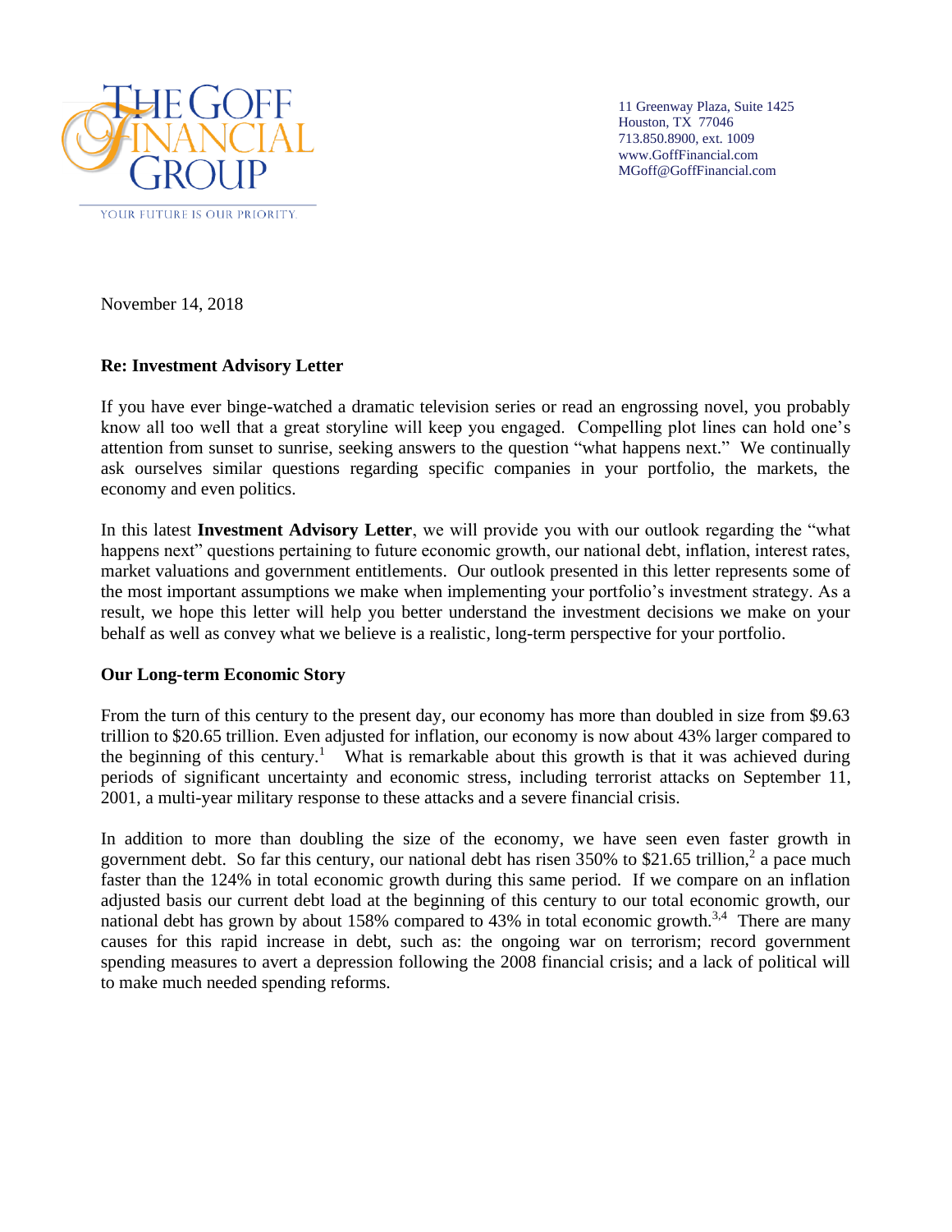THE GOFF FINANCIAL GROUP

YOUR FUTURE IS OUR PRIORITY.

11 Greenway Plaza, Suite 1425
Houston, TX 77046
713.850.8900, ext. 1009
www.GoffFinancial.com
MGoff@GoffFinancial.com

November 14, 2018

**Re: Investment Advisory Letter**

If you have ever binge-watched a dramatic television series or read an engrossing novel, you probably know all too well that a great storyline will keep you engaged. Compelling plot lines can hold one's attention from sunset to sunrise, seeking answers to the question "what happens next." We continually ask ourselves similar questions regarding specific companies in your portfolio, the markets, the economy and even politics.

In this latest **Investment Advisory Letter**, we will provide you with our outlook regarding the "what happens next" questions pertaining to future economic growth, our national debt, inflation, interest rates, market valuations and government entitlements. Our outlook presented in this letter represents some of the most important assumptions we make when implementing your portfolio's investment strategy. As a result, we hope this letter will help you better understand the investment decisions we make on your behalf as well as convey what we believe is a realistic, long-term perspective for your portfolio.

**Our Long-term Economic Story**

From the turn of this century to the present day, our economy has more than doubled in size from $9.63 trillion to $20.65 trillion. Even adjusted for inflation, our economy is now about 43% larger compared to the beginning of this century.[1] What is remarkable about this growth is that it was achieved during periods of significant uncertainty and economic stress, including terrorist attacks on September 11, 2001, a multi-year military response to these attacks and a severe financial crisis.

In addition to more than doubling the size of the economy, we have seen even faster growth in government debt. So far this century, our national debt has risen 350% to $21.65 trillion,[2] a pace much faster than the 124% in total economic growth during this same period. If we compare on an inflation adjusted basis our current debt load at the beginning of this century to our total economic growth, our national debt has grown by about 158% compared to 43% in total economic growth.[3,4] There are many causes for this rapid increase in debt, such as: the ongoing war on terrorism; record government spending measures to avert a depression following the 2008 financial crisis; and a lack of political will to make much needed spending reforms.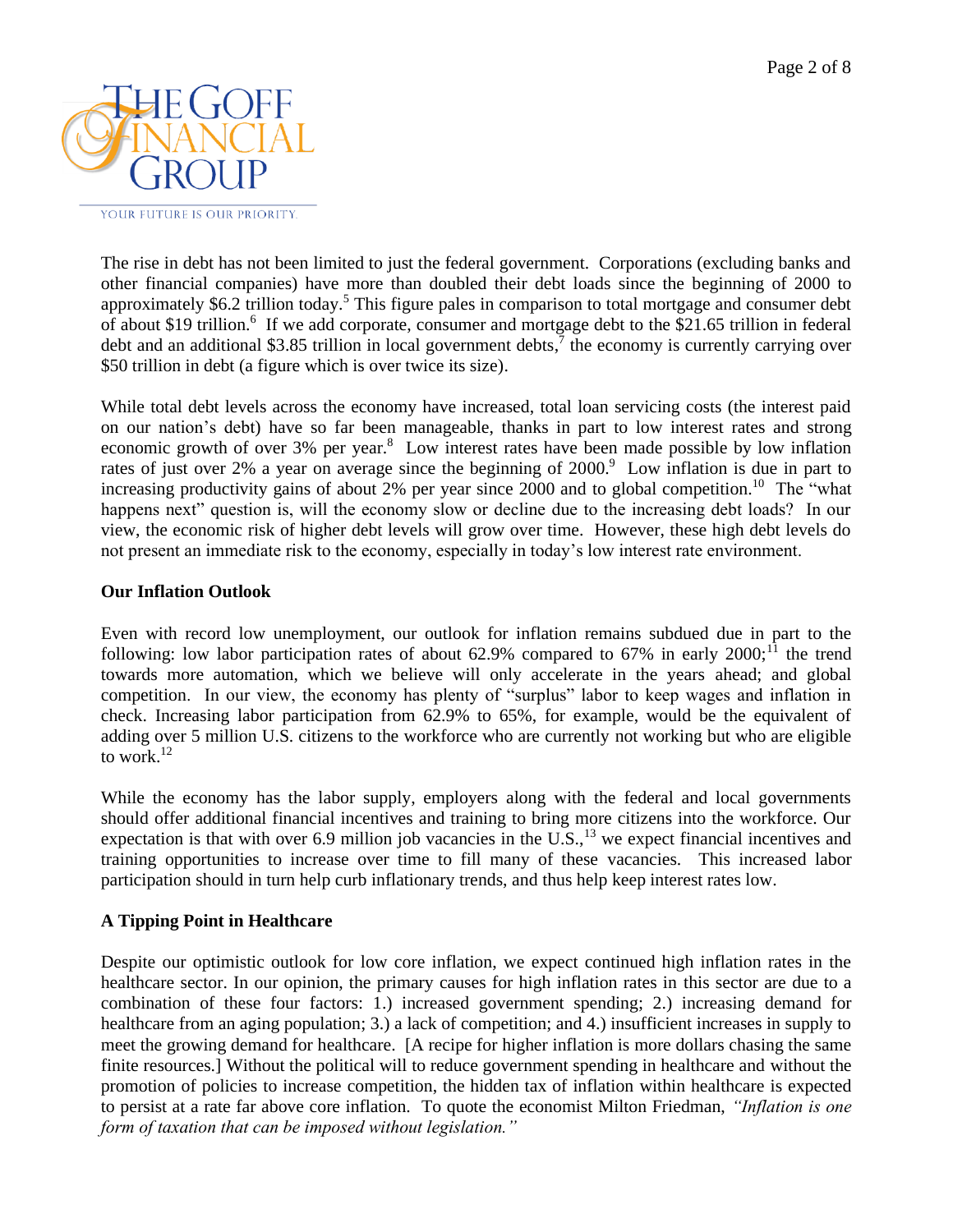The rise in debt has not been limited to just the federal government. Corporations (excluding banks and other financial companies) have more than doubled their debt loads since the beginning of 2000 to approximately $6.2 trillion today.[5] This figure pales in comparison to total mortgage and consumer debt of about $19 trillion.[6] If we add corporate, consumer and mortgage debt to the $21.65 trillion in federal debt and an additional $3.85 trillion in local government debts,[7] the economy is currently carrying over $50 trillion in debt (a figure which is over twice its size).

While total debt levels across the economy have increased, total loan servicing costs (the interest paid on our nation's debt) have so far been manageable, thanks in part to low interest rates and strong economic growth of over 3% per year.[8] Low interest rates have been made possible by low inflation rates of just over 2% a year on average since the beginning of 2000.[9] Low inflation is due in part to increasing productivity gains of about 2% per year since 2000 and to global competition.[10] The "what happens next" question is, will the economy slow or decline due to the increasing debt loads? In our view, the economic risk of higher debt levels will grow over time. However, these high debt levels do not present an immediate risk to the economy, especially in today's low interest rate environment.

**Our Inflation Outlook**

Even with record low unemployment, our outlook for inflation remains subdued due in part to the following: low labor participation rates of about 62.9% compared to 67% in early 2000;[11] the trend towards more automation, which we believe will only accelerate in the years ahead; and global competition. In our view, the economy has plenty of "surplus" labor to keep wages and inflation in check. Increasing labor participation from 62.9% to 65%, for example, would be the equivalent of adding over 5 million U.S. citizens to the workforce who are currently not working but who are eligible to work.[12]

While the economy has the labor supply, employers along with the federal and local governments should offer additional financial incentives and training to bring more citizens into the workforce. Our expectation is that with over 6.9 million job vacancies in the U.S.,[13] we expect financial incentives and training opportunities to increase over time to fill many of these vacancies. This increased labor participation should in turn help curb inflationary trends, and thus help keep interest rates low.

**A Tipping Point in Healthcare**

Despite our optimistic outlook for low core inflation, we expect continued high inflation rates in the healthcare sector. In our opinion, the primary causes for high inflation rates in this sector are due to a combination of these four factors: 1.) increased government spending; 2.) increasing demand for healthcare from an aging population; 3.) a lack of competition; and 4.) insufficient increases in supply to meet the growing demand for healthcare. [A recipe for higher inflation is more dollars chasing the same finite resources.] Without the political will to reduce government spending in healthcare and without the promotion of policies to increase competition, the hidden tax of inflation within healthcare is expected to persist at a rate far above core inflation. To quote the economist Milton Friedman, *"Inflation is one form of taxation that can be imposed without legislation."*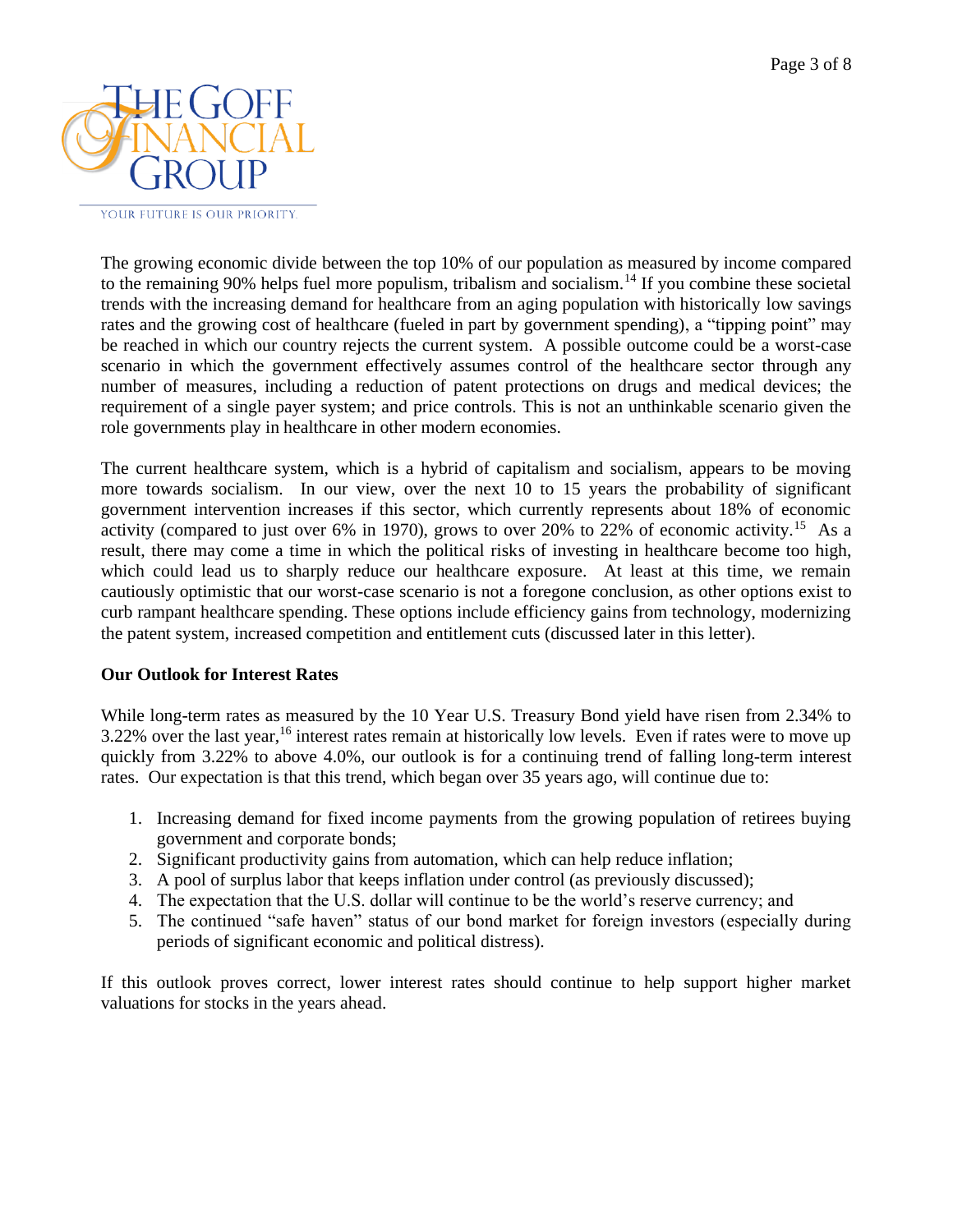The growing economic divide between the top 10% of our population as measured by income compared to the remaining 90% helps fuel more populism, tribalism and socialism.[14] If you combine these societal trends with the increasing demand for healthcare from an aging population with historically low savings rates and the growing cost of healthcare (fueled in part by government spending), a "tipping point" may be reached in which our country rejects the current system. A possible outcome could be a worst-case scenario in which the government effectively assumes control of the healthcare sector through any number of measures, including a reduction of patent protections on drugs and medical devices; the requirement of a single payer system; and price controls. This is not an unthinkable scenario given the role governments play in healthcare in other modern economies.

The current healthcare system, which is a hybrid of capitalism and socialism, appears to be moving more towards socialism. In our view, over the next 10 to 15 years the probability of significant government intervention increases if this sector, which currently represents about 18% of economic activity (compared to just over 6% in 1970), grows to over 20% to 22% of economic activity.[15] As a result, there may come a time in which the political risks of investing in healthcare become too high, which could lead us to sharply reduce our healthcare exposure. At least at this time, we remain cautiously optimistic that our worst-case scenario is not a foregone conclusion, as other options exist to curb rampant healthcare spending. These options include efficiency gains from technology, modernizing the patent system, increased competition and entitlement cuts (discussed later in this letter).

**Our Outlook for Interest Rates**

While long-term rates as measured by the 10 Year U.S. Treasury Bond yield have risen from 2.34% to 3.22% over the last year,[16] interest rates remain at historically low levels. Even if rates were to move up quickly from 3.22% to above 4.0%, our outlook is for a continuing trend of falling long-term interest rates. Our expectation is that this trend, which began over 35 years ago, will continue due to:

1. Increasing demand for fixed income payments from the growing population of retirees buying government and corporate bonds;
2. Significant productivity gains from automation, which can help reduce inflation;
3. A pool of surplus labor that keeps inflation under control (as previously discussed);
4. The expectation that the U.S. dollar will continue to be the world's reserve currency; and
5. The continued "safe haven" status of our bond market for foreign investors (especially during periods of significant economic and political distress).

If this outlook proves correct, lower interest rates should continue to help support higher market valuations for stocks in the years ahead.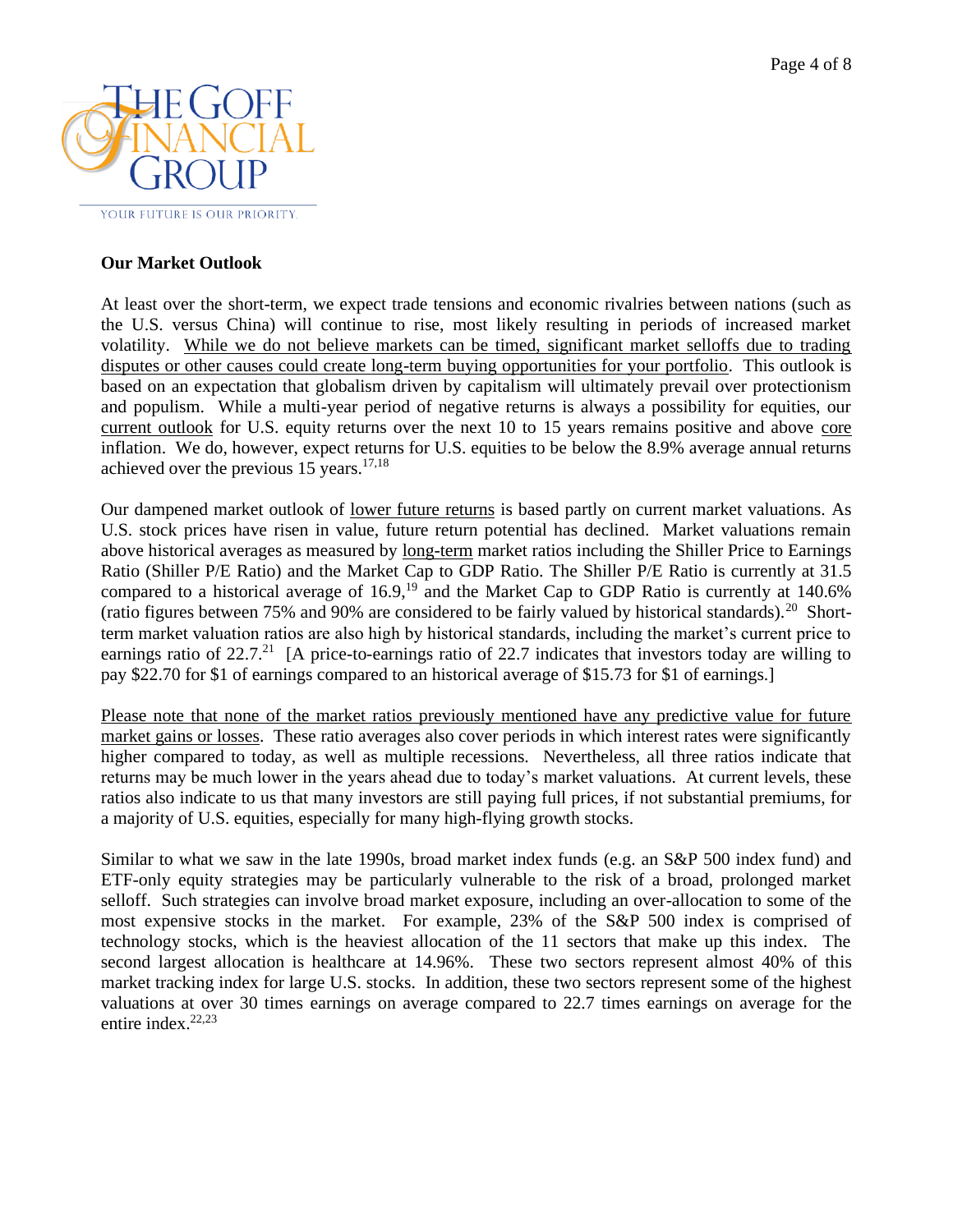## Our Market Outlook

At least over the short-term, we expect trade tensions and economic rivalries between nations (such as the U.S. versus China) will continue to rise, most likely resulting in periods of increased market volatility. <u>While we do not believe markets can be timed, significant market selloffs due to trading disputes or other causes could create long-term buying opportunities for your portfolio</u>. This outlook is based on an expectation that globalism driven by capitalism will ultimately prevail over protectionism and populism. While a multi-year period of negative returns is always a possibility for equities, our <u>current outlook</u> for U.S. equity returns over the next 10 to 15 years remains positive and above <u>core</u> inflation. We do, however, expect returns for U.S. equities to be below the 8.9% average annual returns achieved over the previous 15 years.[17,18]

Our dampened market outlook of <u>lower future returns</u> is based partly on current market valuations. As U.S. stock prices have risen in value, future return potential has declined. Market valuations remain above historical averages as measured by <u>long-term</u> market ratios including the Shiller Price to Earnings Ratio (Shiller P/E Ratio) and the Market Cap to GDP Ratio. The Shiller P/E Ratio is currently at 31.5 compared to a historical average of 16.9,[19] and the Market Cap to GDP Ratio is currently at 140.6% (ratio figures between 75% and 90% are considered to be fairly valued by historical standards).[20] Short-term market valuation ratios are also high by historical standards, including the market's current price to earnings ratio of 22.7.[21] [A price-to-earnings ratio of 22.7 indicates that investors today are willing to pay $22.70 for $1 of earnings compared to an historical average of $15.73 for $1 of earnings.]

<u>Please note that none of the market ratios previously mentioned have any predictive value for future market gains or losses</u>. These ratio averages also cover periods in which interest rates were significantly higher compared to today, as well as multiple recessions. Nevertheless, all three ratios indicate that returns may be much lower in the years ahead due to today's market valuations. At current levels, these ratios also indicate to us that many investors are still paying full prices, if not substantial premiums, for a majority of U.S. equities, especially for many high-flying growth stocks.

Similar to what we saw in the late 1990s, broad market index funds (e.g. an S&P 500 index fund) and ETF-only equity strategies may be particularly vulnerable to the risk of a broad, prolonged market selloff. Such strategies can involve broad market exposure, including an over-allocation to some of the most expensive stocks in the market. For example, 23% of the S&P 500 index is comprised of technology stocks, which is the heaviest allocation of the 11 sectors that make up this index. The second largest allocation is healthcare at 14.96%. These two sectors represent almost 40% of this market tracking index for large U.S. stocks. In addition, these two sectors represent some of the highest valuations at over 30 times earnings on average compared to 22.7 times earnings on average for the entire index.[22,23]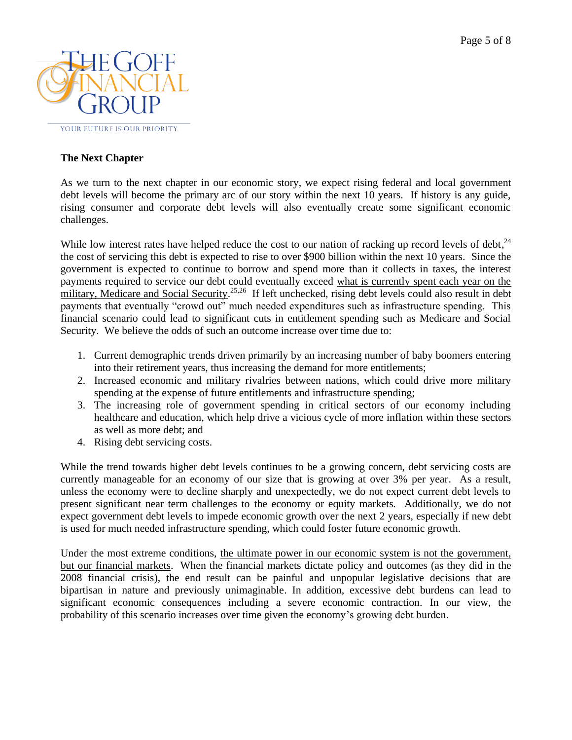### The Next Chapter

As we turn to the next chapter in our economic story, we expect rising federal and local government debt levels will become the primary arc of our story within the next 10 years. If history is any guide, rising consumer and corporate debt levels will also eventually create some significant economic challenges.

While low interest rates have helped reduce the cost to our nation of racking up record levels of debt,[24] the cost of servicing this debt is expected to rise to over $900 billion within the next 10 years. Since the government is expected to continue to borrow and spend more than it collects in taxes, the interest payments required to service our debt could eventually exceed what is currently spent each year on the military, Medicare and Social Security.[25,26] If left unchecked, rising debt levels could also result in debt payments that eventually "crowd out" much needed expenditures such as infrastructure spending. This financial scenario could lead to significant cuts in entitlement spending such as Medicare and Social Security. We believe the odds of such an outcome increase over time due to:

1. Current demographic trends driven primarily by an increasing number of baby boomers entering into their retirement years, thus increasing the demand for more entitlements;
2. Increased economic and military rivalries between nations, which could drive more military spending at the expense of future entitlements and infrastructure spending;
3. The increasing role of government spending in critical sectors of our economy including healthcare and education, which help drive a vicious cycle of more inflation within these sectors as well as more debt; and
4. Rising debt servicing costs.

While the trend towards higher debt levels continues to be a growing concern, debt servicing costs are currently manageable for an economy of our size that is growing at over 3% per year. As a result, unless the economy were to decline sharply and unexpectedly, we do not expect current debt levels to present significant near term challenges to the economy or equity markets. Additionally, we do not expect government debt levels to impede economic growth over the next 2 years, especially if new debt is used for much needed infrastructure spending, which could foster future economic growth.

Under the most extreme conditions, the ultimate power in our economic system is not the government, but our financial markets. When the financial markets dictate policy and outcomes (as they did in the 2008 financial crisis), the end result can be painful and unpopular legislative decisions that are bipartisan in nature and previously unimaginable. In addition, excessive debt burdens can lead to significant economic consequences including a severe economic contraction. In our view, the probability of this scenario increases over time given the economy's growing debt burden.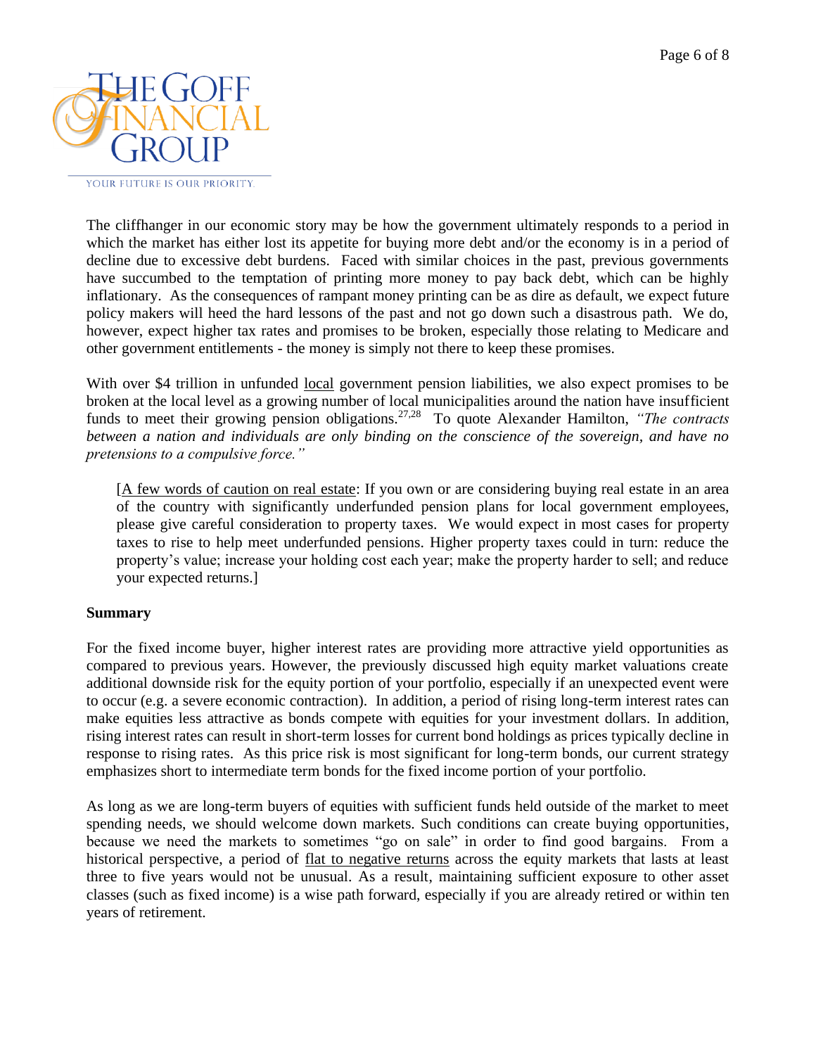The cliffhanger in our economic story may be how the government ultimately responds to a period in which the market has either lost its appetite for buying more debt and/or the economy is in a period of decline due to excessive debt burdens. Faced with similar choices in the past, previous governments have succumbed to the temptation of printing more money to pay back debt, which can be highly inflationary. As the consequences of rampant money printing can be as dire as default, we expect future policy makers will heed the hard lessons of the past and not go down such a disastrous path. We do, however, expect higher tax rates and promises to be broken, especially those relating to Medicare and other government entitlements - the money is simply not there to keep these promises.

With over $4 trillion in unfunded local government pension liabilities, we also expect promises to be broken at the local level as a growing number of local municipalities around the nation have insufficient funds to meet their growing pension obligations.[27,28] To quote Alexander Hamilton, *"The contracts between a nation and individuals are only binding on the conscience of the sovereign, and have no pretensions to a compulsive force."*

> [A few words of caution on real estate: If you own or are considering buying real estate in an area of the country with significantly underfunded pension plans for local government employees, please give careful consideration to property taxes. We would expect in most cases for property taxes to rise to help meet underfunded pensions. Higher property taxes could in turn: reduce the property's value; increase your holding cost each year; make the property harder to sell; and reduce your expected returns.]

**Summary**

For the fixed income buyer, higher interest rates are providing more attractive yield opportunities as compared to previous years. However, the previously discussed high equity market valuations create additional downside risk for the equity portion of your portfolio, especially if an unexpected event were to occur (e.g. a severe economic contraction). In addition, a period of rising long-term interest rates can make equities less attractive as bonds compete with equities for your investment dollars. In addition, rising interest rates can result in short-term losses for current bond holdings as prices typically decline in response to rising rates. As this price risk is most significant for long-term bonds, our current strategy emphasizes short to intermediate term bonds for the fixed income portion of your portfolio.

As long as we are long-term buyers of equities with sufficient funds held outside of the market to meet spending needs, we should welcome down markets. Such conditions can create buying opportunities, because we need the markets to sometimes "go on sale" in order to find good bargains. From a historical perspective, a period of flat to negative returns across the equity markets that lasts at least three to five years would not be unusual. As a result, maintaining sufficient exposure to other asset classes (such as fixed income) is a wise path forward, especially if you are already retired or within ten years of retirement.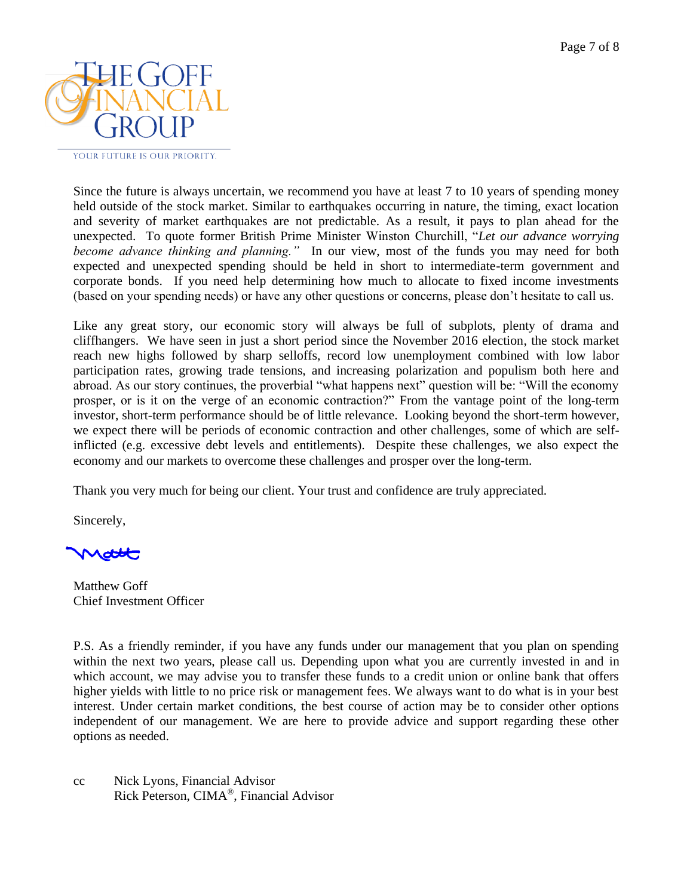Since the future is always uncertain, we recommend you have at least 7 to 10 years of spending money held outside of the stock market. Similar to earthquakes occurring in nature, the timing, exact location and severity of market earthquakes are not predictable. As a result, it pays to plan ahead for the unexpected. To quote former British Prime Minister Winston Churchill, "*Let our advance worrying become advance thinking and planning.*" In our view, most of the funds you may need for both expected and unexpected spending should be held in short to intermediate-term government and corporate bonds. If you need help determining how much to allocate to fixed income investments (based on your spending needs) or have any other questions or concerns, please don't hesitate to call us.

Like any great story, our economic story will always be full of subplots, plenty of drama and cliffhangers. We have seen in just a short period since the November 2016 election, the stock market reach new highs followed by sharp selloffs, record low unemployment combined with low labor participation rates, growing trade tensions, and increasing polarization and populism both here and abroad. As our story continues, the proverbial "what happens next" question will be: "Will the economy prosper, or is it on the verge of an economic contraction?" From the vantage point of the long-term investor, short-term performance should be of little relevance. Looking beyond the short-term however, we expect there will be periods of economic contraction and other challenges, some of which are self-inflicted (e.g. excessive debt levels and entitlements). Despite these challenges, we also expect the economy and our markets to overcome these challenges and prosper over the long-term.

Thank you very much for being our client. Your trust and confidence are truly appreciated.

Sincerely,

Matt

Matthew Goff
Chief Investment Officer

P.S. As a friendly reminder, if you have any funds under our management that you plan on spending within the next two years, please call us. Depending upon what you are currently invested in and in which account, we may advise you to transfer these funds to a credit union or online bank that offers higher yields with little to no price risk or management fees. We always want to do what is in your best interest. Under certain market conditions, the best course of action may be to consider other options independent of our management. We are here to provide advice and support regarding these other options as needed.

cc Nick Lyons, Financial Advisor
Rick Peterson, CIMA®, Financial Advisor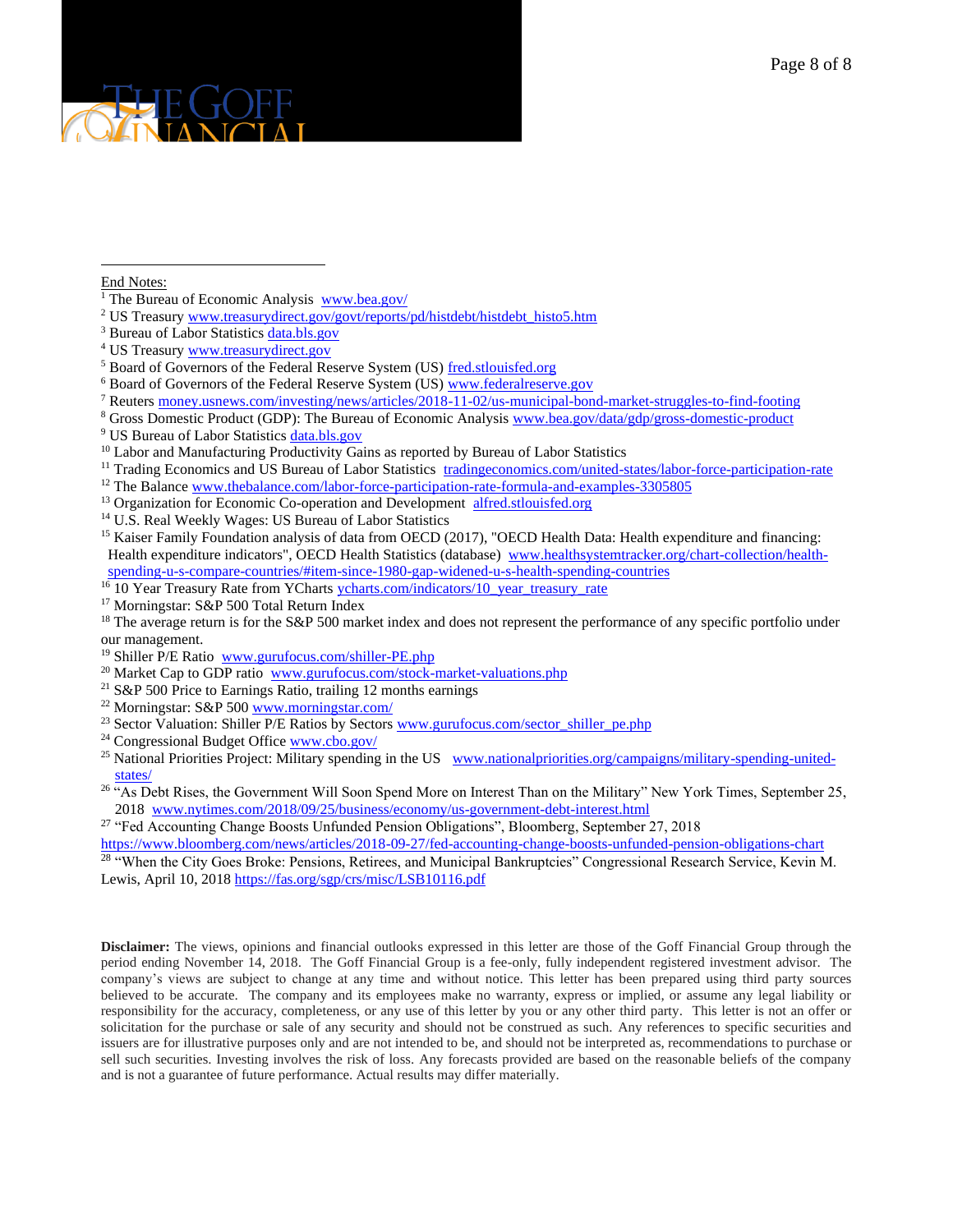End Notes:

[1] The Bureau of Economic Analysis www.bea.gov/
[2] US Treasury www.treasurydirect.gov/govt/reports/pd/histdebt/histdebt_histo5.htm
[3] Bureau of Labor Statistics data.bls.gov
[4] US Treasury www.treasurydirect.gov
[5] Board of Governors of the Federal Reserve System (US) fred.stlouisfed.org
[6] Board of Governors of the Federal Reserve System (US) www.federalreserve.gov
[7] Reuters money.usnews.com/investing/news/articles/2018-11-02/us-municipal-bond-market-struggles-to-find-footing
[8] Gross Domestic Product (GDP): The Bureau of Economic Analysis www.bea.gov/data/gdp/gross-domestic-product
[9] US Bureau of Labor Statistics data.bls.gov
[10] Labor and Manufacturing Productivity Gains as reported by Bureau of Labor Statistics
[11] Trading Economics and US Bureau of Labor Statistics tradingeconomics.com/united-states/labor-force-participation-rate
[12] The Balance www.thebalance.com/labor-force-participation-rate-formula-and-examples-3305805
[13] Organization for Economic Co-operation and Development alfred.stlouisfed.org
[14] U.S. Real Weekly Wages: US Bureau of Labor Statistics
[15] Kaiser Family Foundation analysis of data from OECD (2017), "OECD Health Data: Health expenditure and financing: Health expenditure indicators", OECD Health Statistics (database) www.healthsystemtracker.org/chart-collection/health-spending-u-s-compare-countries/#item-since-1980-gap-widened-u-s-health-spending-countries
[16] 10 Year Treasury Rate from YCharts ycharts.com/indicators/10_year_treasury_rate
[17] Morningstar: S&P 500 Total Return Index
[18] The average return is for the S&P 500 market index and does not represent the performance of any specific portfolio under our management.
[19] Shiller P/E Ratio www.gurufocus.com/shiller-PE.php
[20] Market Cap to GDP ratio www.gurufocus.com/stock-market-valuations.php
[21] S&P 500 Price to Earnings Ratio, trailing 12 months earnings
[22] Morningstar: S&P 500 www.morningstar.com/
[23] Sector Valuation: Shiller P/E Ratios by Sectors www.gurufocus.com/sector_shiller_pe.php
[24] Congressional Budget Office www.cbo.gov/
[25] National Priorities Project: Military spending in the US www.nationalpriorities.org/campaigns/military-spending-united-states/
[26] "As Debt Rises, the Government Will Soon Spend More on Interest Than on the Military" New York Times, September 25, 2018 www.nytimes.com/2018/09/25/business/economy/us-government-debt-interest.html
[27] "Fed Accounting Change Boosts Unfunded Pension Obligations", Bloomberg, September 27, 2018 https://www.bloomberg.com/news/articles/2018-09-27/fed-accounting-change-boosts-unfunded-pension-obligations-chart
[28] "When the City Goes Broke: Pensions, Retirees, and Municipal Bankruptcies" Congressional Research Service, Kevin M. Lewis, April 10, 2018 https://fas.org/sgp/crs/misc/LSB10116.pdf

**Disclaimer:** The views, opinions and financial outlooks expressed in this letter are those of the Goff Financial Group through the period ending November 14, 2018. The Goff Financial Group is a fee-only, fully independent registered investment advisor. The company's views are subject to change at any time and without notice. This letter has been prepared using third party sources believed to be accurate. The company and its employees make no warranty, express or implied, or assume any legal liability or responsibility for the accuracy, completeness, or any use of this letter by you or any other third party. This letter is not an offer or solicitation for the purchase or sale of any security and should not be construed as such. Any references to specific securities and issuers are for illustrative purposes only and are not intended to be, and should not be interpreted as, recommendations to purchase or sell such securities. Investing involves the risk of loss. Any forecasts provided are based on the reasonable beliefs of the company and is not a guarantee of future performance. Actual results may differ materially.